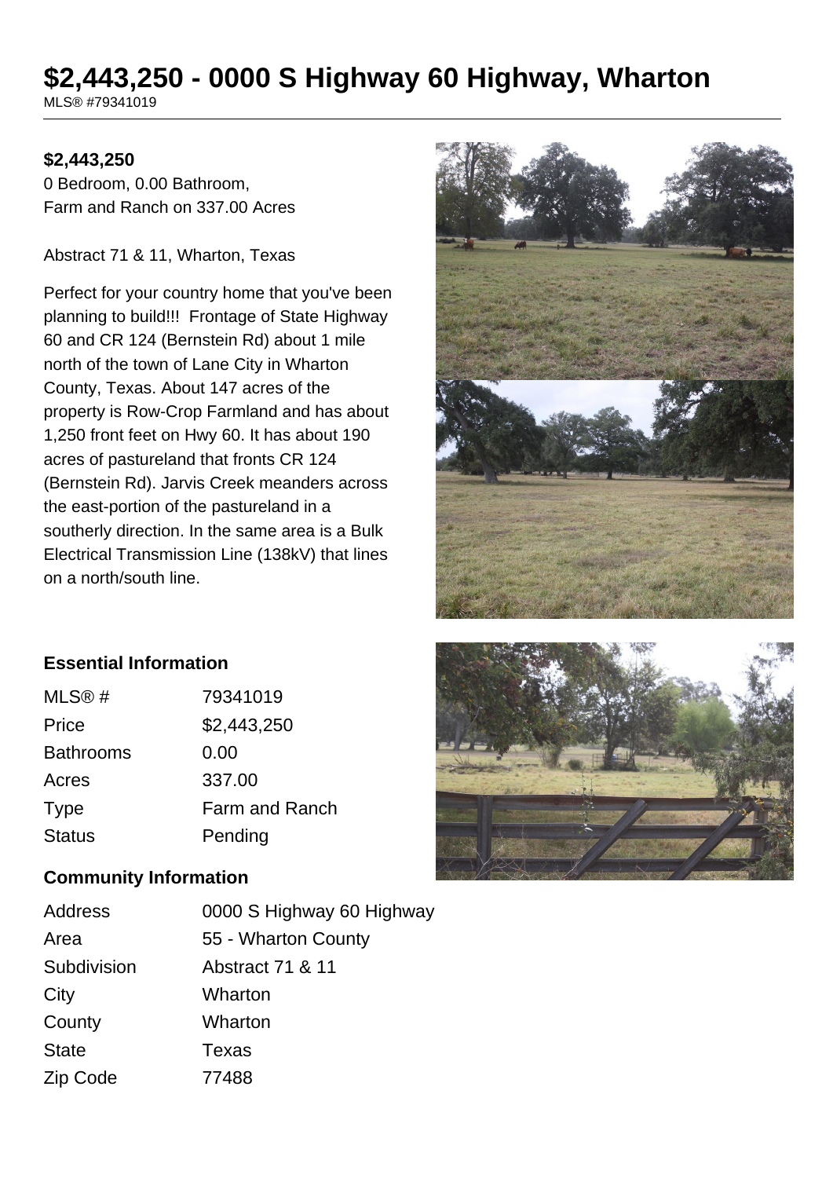# $2,443,250 - 0000 S Highway 60 Highway, Wharton

MLS® #79341019

**$2,443,250**

0 Bedroom, 0.00 Bathroom,
Farm and Ranch on 337.00 Acres

Abstract 71 & 11, Wharton, Texas

Perfect for your country home that you've been planning to build!!! Frontage of State Highway 60 and CR 124 (Bernstein Rd) about 1 mile north of the town of Lane City in Wharton County, Texas. About 147 acres of the property is Row-Crop Farmland and has about 1,250 front feet on Hwy 60. It has about 190 acres of pastureland that fronts CR 124 (Bernstein Rd). Jarvis Creek meanders across the east-portion of the pastureland in a southerly direction. In the same area is a Bulk Electrical Transmission Line (138kV) that lines on a north/south line.

## Essential Information

| | |
|---|---|
| MLS® # | 79341019 |
| Price | $2,443,250 |
| Bathrooms | 0.00 |
| Acres | 337.00 |
| Type | Farm and Ranch |
| Status | Pending |

## Community Information

| | |
|---|---|
| Address | 0000 S Highway 60 Highway |
| Area | 55 - Wharton County |
| Subdivision | Abstract 71 & 11 |
| City | Wharton |
| County | Wharton |
| State | Texas |
| Zip Code | 77488 |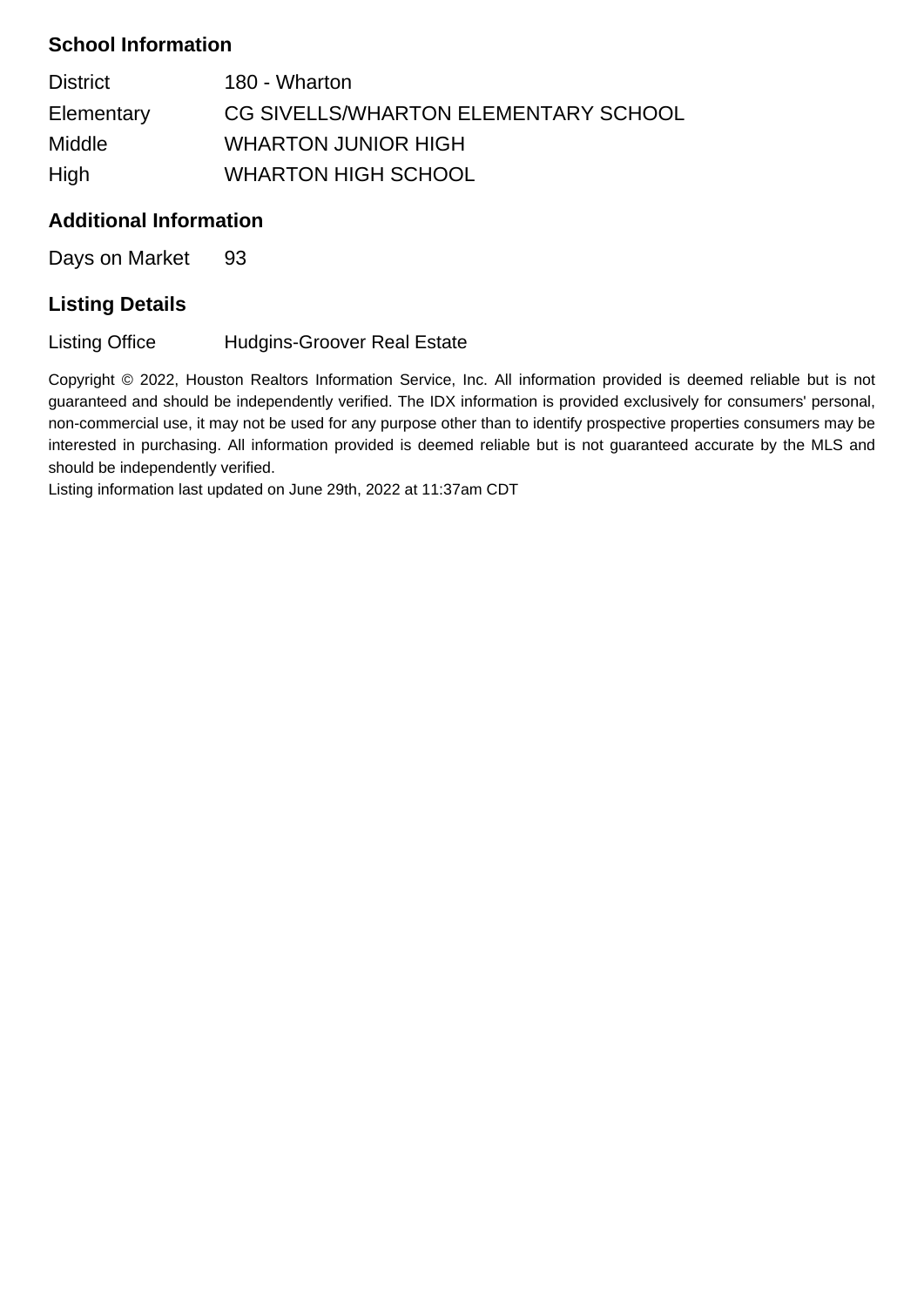## School Information

| | |
|---|---|
| District | 180 - Wharton |
| Elementary | CG SIVELLS/WHARTON ELEMENTARY SCHOOL |
| Middle | WHARTON JUNIOR HIGH |
| High | WHARTON HIGH SCHOOL |

## Additional Information

| | |
|---|---|
| Days on Market | 93 |

## Listing Details

| | |
|---|---|
| Listing Office | Hudgins-Groover Real Estate |

Copyright © 2022, Houston Realtors Information Service, Inc. All information provided is deemed reliable but is not guaranteed and should be independently verified. The IDX information is provided exclusively for consumers' personal, non-commercial use, it may not be used for any purpose other than to identify prospective properties consumers may be interested in purchasing. All information provided is deemed reliable but is not guaranteed accurate by the MLS and should be independently verified.

Listing information last updated on June 29th, 2022 at 11:37am CDT